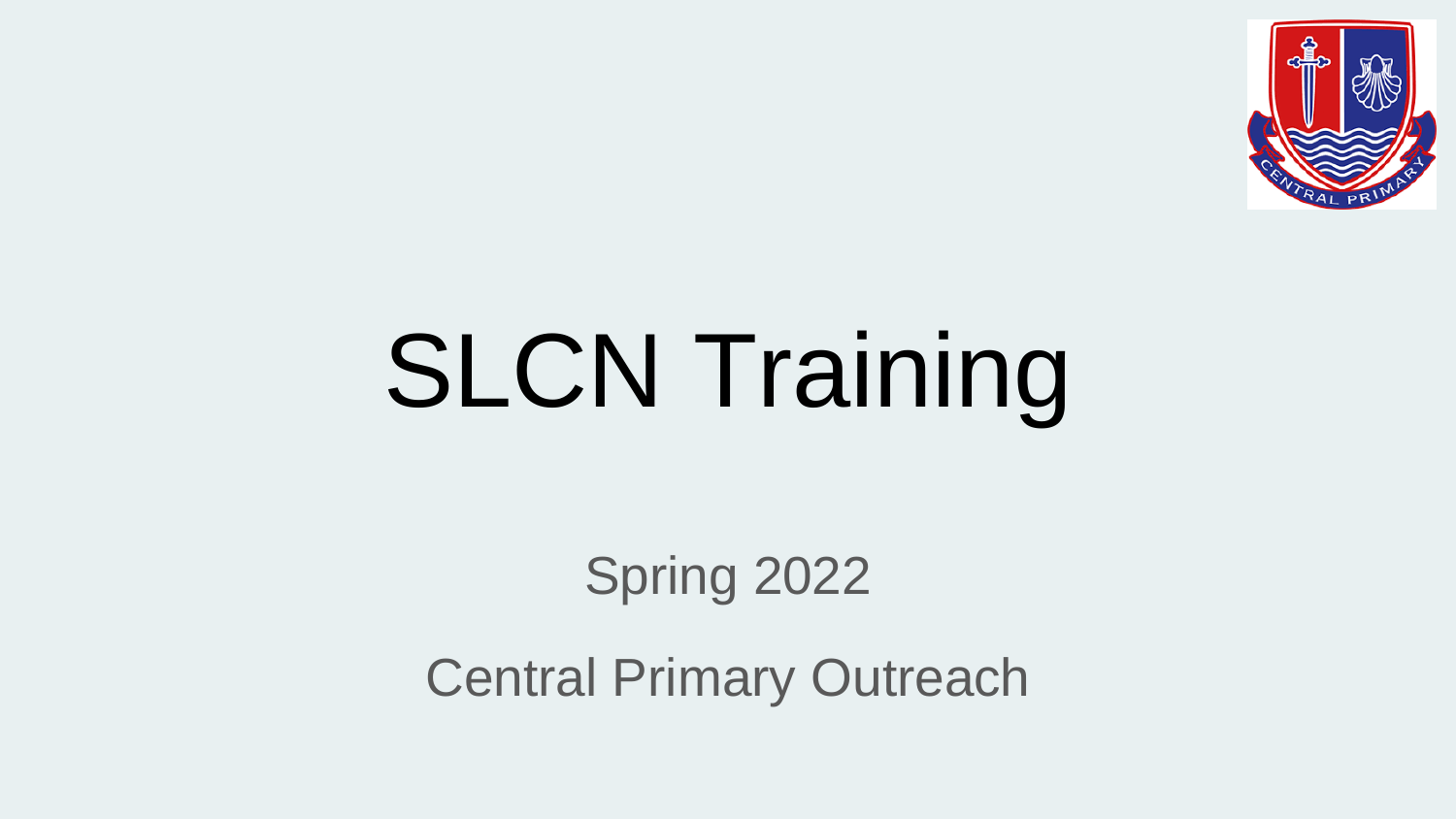# SLCN Training

Spring 2022

Central Primary Outreach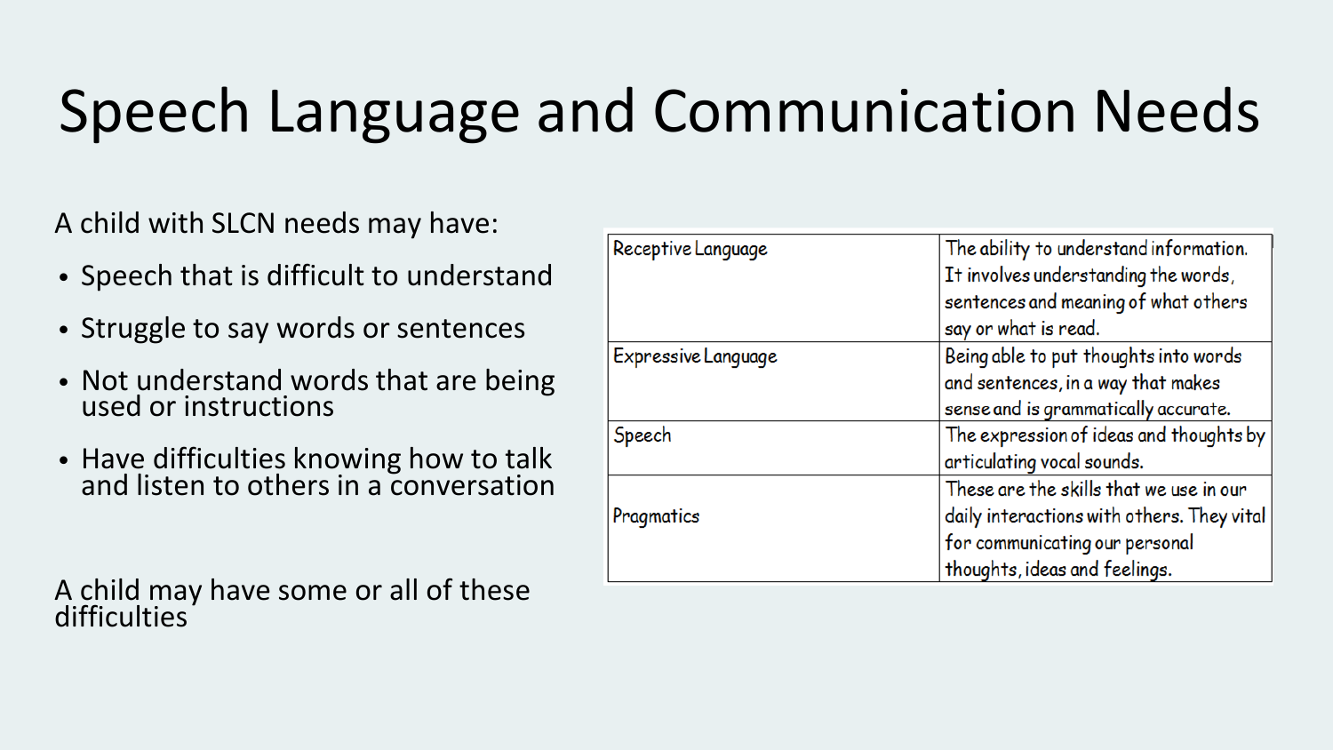# Speech Language and Communication Needs

A child with SLCN needs may have:

- Speech that is difficult to understand
- Struggle to say words or sentences
- Not understand words that are being used or instructions
- Have difficulties knowing how to talk and listen to others in a conversation

A child may have some or all of these difficulties

| | |
|---|---|
| Receptive Language | The ability to understand information. It involves understanding the words, sentences and meaning of what others say or what is read. |
| Expressive Language | Being able to put thoughts into words and sentences, in a way that makes sense and is grammatically accurate. |
| Speech | The expression of ideas and thoughts by articulating vocal sounds. |
| Pragmatics | These are the skills that we use in our daily interactions with others. They vital for communicating our personal thoughts, ideas and feelings. |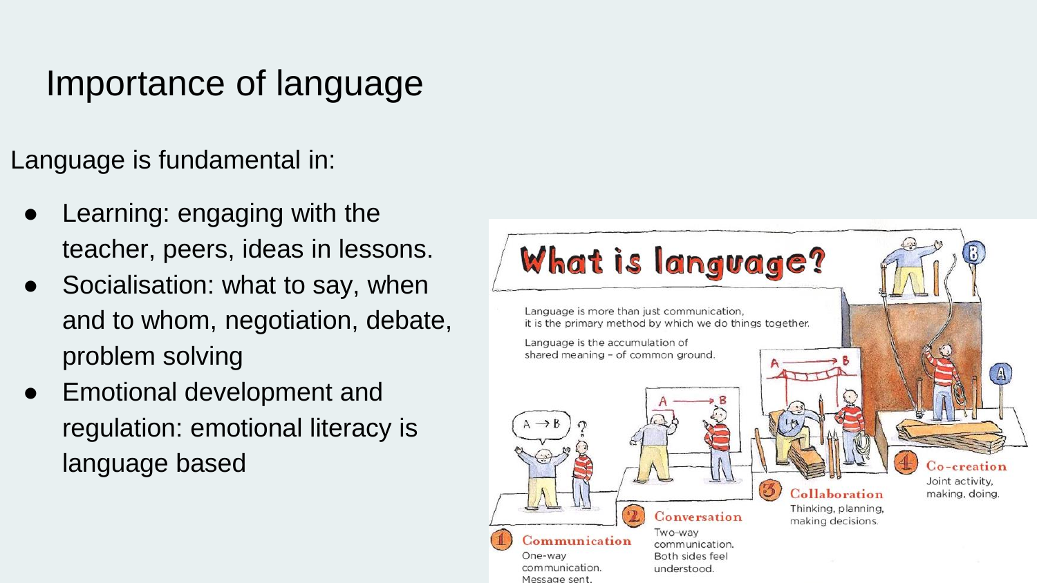# Importance of language

Language is fundamental in:

- Learning: engaging with the teacher, peers, ideas in lessons.
- Socialisation: what to say, when and to whom, negotiation, debate, problem solving
- Emotional development and regulation: emotional literacy is language based

## What is language?

Language is more than just communication, it is the primary method by which we do things together.

Language is the accumulation of shared meaning – of common ground.

1. **Communication** One-way communication. Message sent.
2. **Conversation** Two-way communication. Both sides feel understood.
3. **Collaboration** Thinking, planning, making decisions.
4. **Co-creation** Joint activity, making, doing.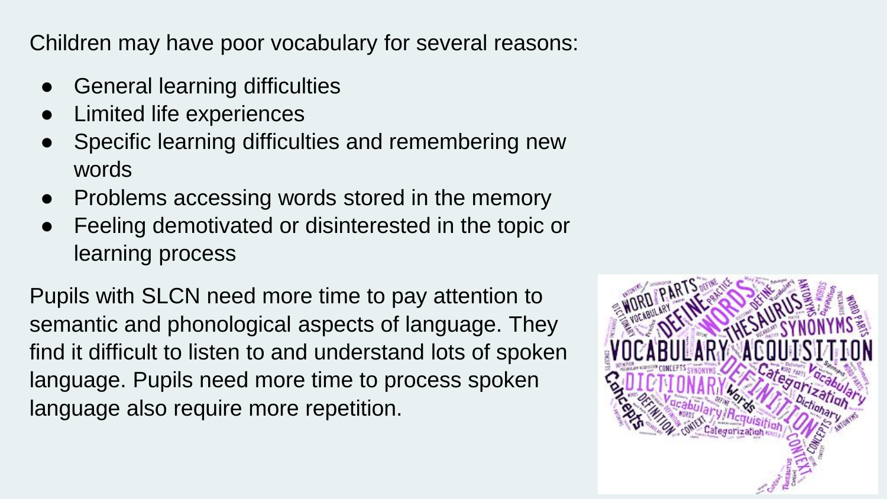Children may have poor vocabulary for several reasons:

- General learning difficulties
- Limited life experiences
- Specific learning difficulties and remembering new words
- Problems accessing words stored in the memory
- Feeling demotivated or disinterested in the topic or learning process

Pupils with SLCN need more time to pay attention to semantic and phonological aspects of language. They find it difficult to listen to and understand lots of spoken language. Pupils need more time to process spoken language also require more repetition.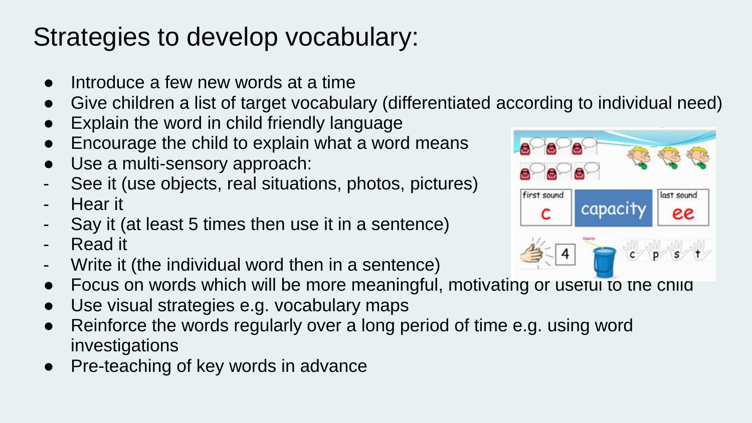# Strategies to develop vocabulary:

- Introduce a few new words at a time
- Give children a list of target vocabulary (differentiated according to individual need)
- Explain the word in child friendly language
- Encourage the child to explain what a word means
- Use a multi-sensory approach:
  - See it (use objects, real situations, photos, pictures)
  - Hear it
  - Say it (at least 5 times then use it in a sentence)
  - Read it
  - Write it (the individual word then in a sentence)
- Focus on words which will be more meaningful, motivating or useful to the child
- Use visual strategies e.g. vocabulary maps
- Reinforce the words regularly over a long period of time e.g. using word investigations
- Pre-teaching of key words in advance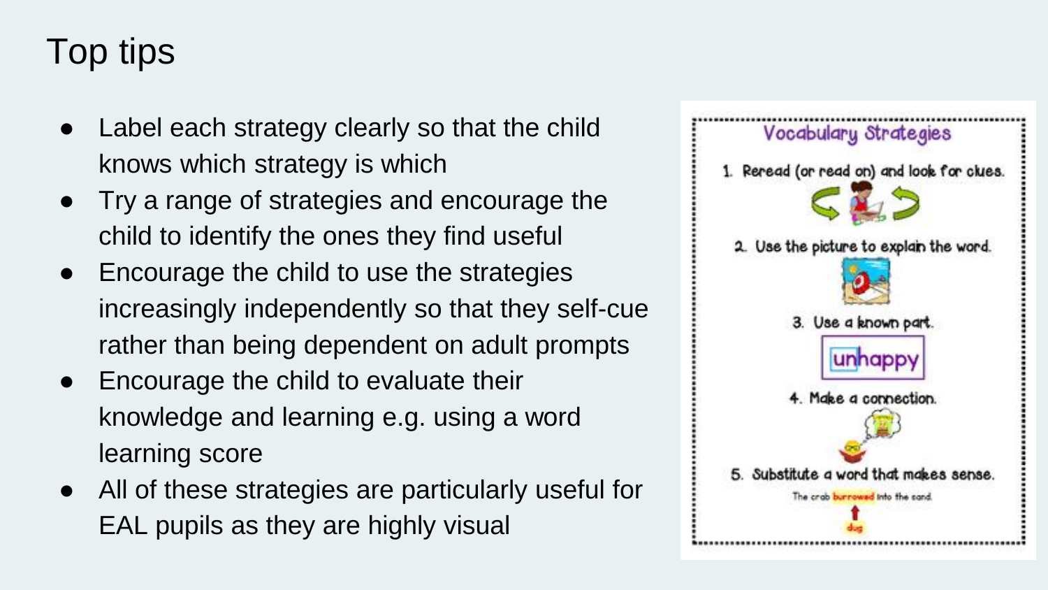# Top tips

- Label each strategy clearly so that the child knows which strategy is which
- Try a range of strategies and encourage the child to identify the ones they find useful
- Encourage the child to use the strategies increasingly independently so that they self-cue rather than being dependent on adult prompts
- Encourage the child to evaluate their knowledge and learning e.g. using a word learning score
- All of these strategies are particularly useful for EAL pupils as they are highly visual

**Vocabulary Strategies**

1. Reread (or read on) and look for clues.
2. Use the picture to explain the word.
3. Use a known part.
   unhappy
4. Make a connection.
5. Substitute a word that makes sense.
   The crab burrowed into the sand.
   dug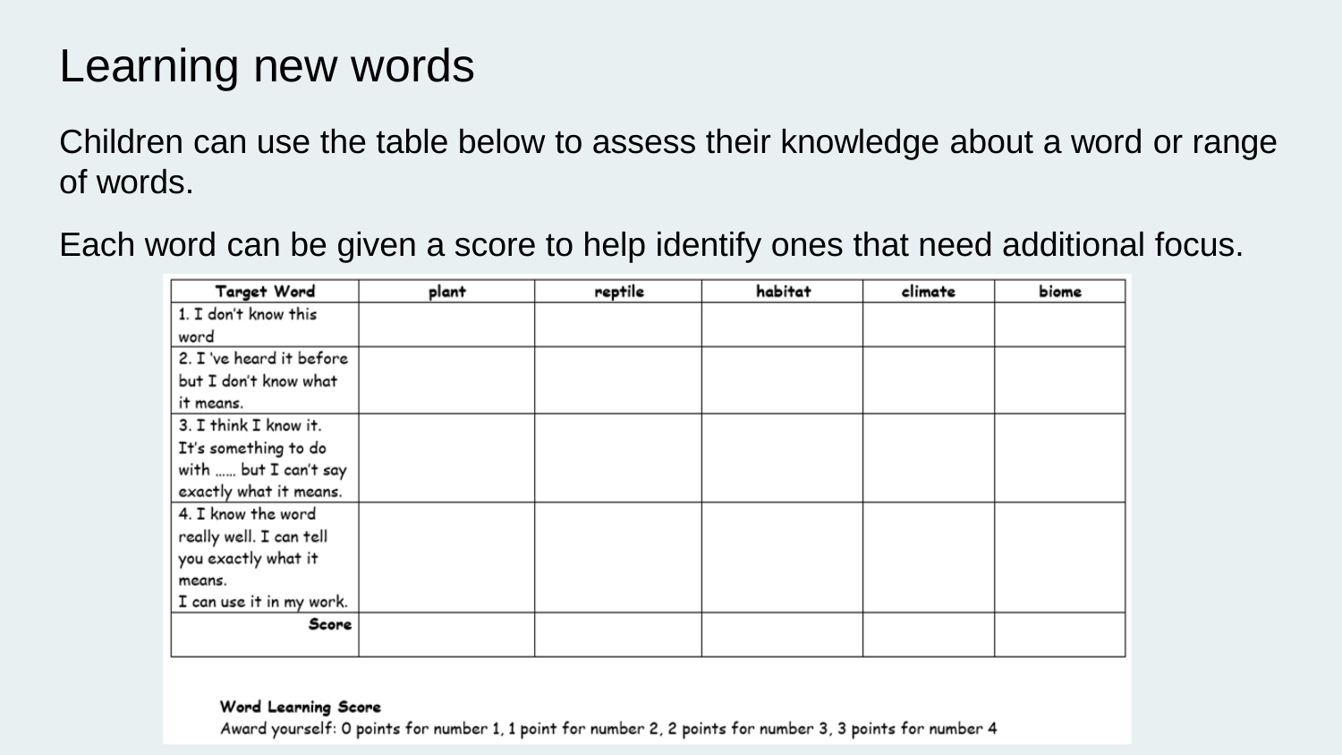# Learning new words

Children can use the table below to assess their knowledge about a word or range of words.

Each word can be given a score to help identify ones that need additional focus.

| Target Word | plant | reptile | habitat | climate | biome |
| --- | --- | --- | --- | --- | --- |
| 1. I don't know this word | | | | | |
| 2. I 've heard it before but I don't know what it means. | | | | | |
| 3. I think I know it. It's something to do with …… but I can't say exactly what it means. | | | | | |
| 4. I know the word really well. I can tell you exactly what it means. I can use it in my work. | | | | | |
| **Score** | | | | | |

**Word Learning Score**
Award yourself: 0 points for number 1, 1 point for number 2, 2 points for number 3, 3 points for number 4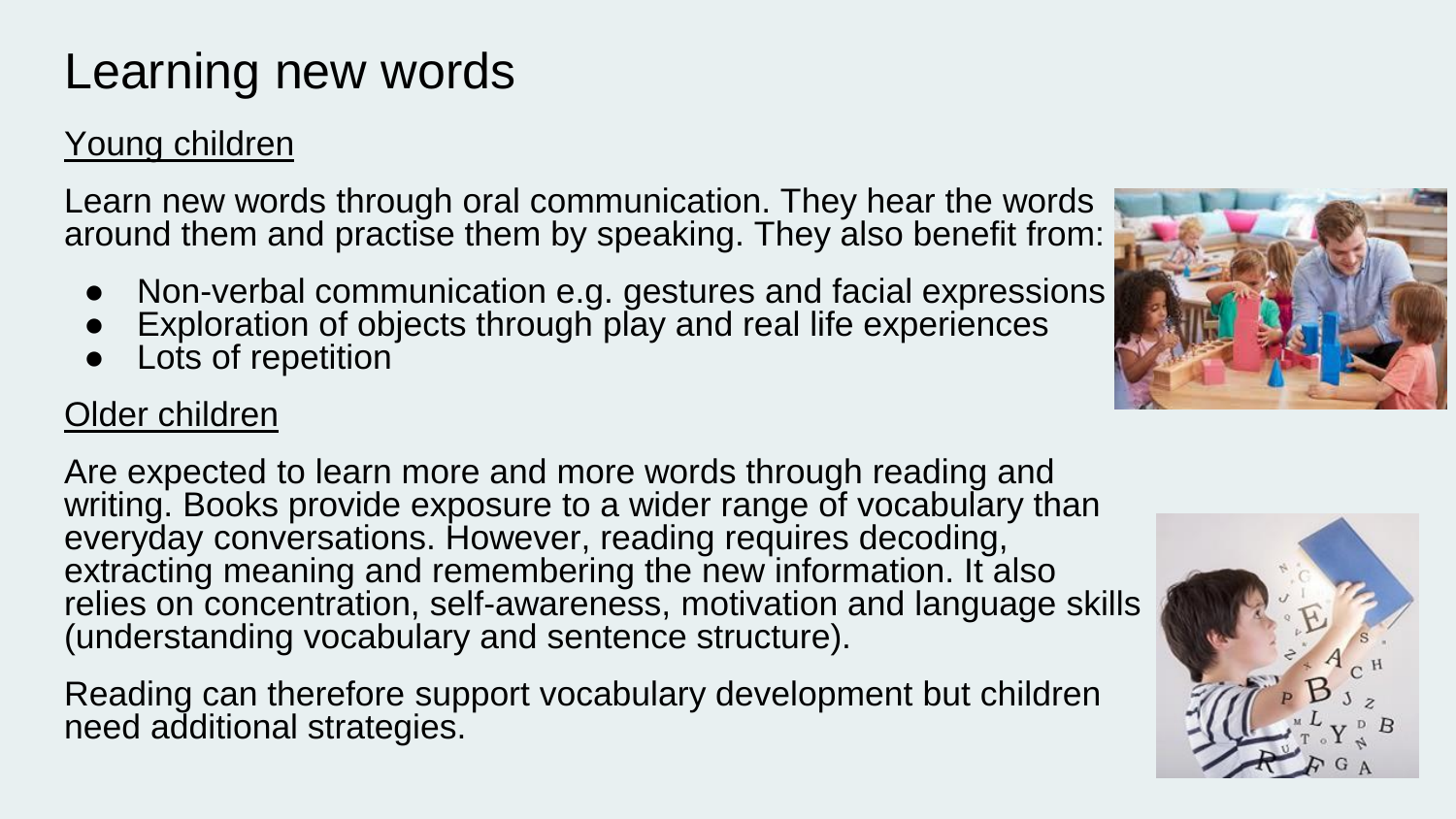# Learning new words

<u>Young children</u>

Learn new words through oral communication. They hear the words around them and practise them by speaking. They also benefit from:

- Non-verbal communication e.g. gestures and facial expressions
- Exploration of objects through play and real life experiences
- Lots of repetition

<u>Older children</u>

Are expected to learn more and more words through reading and writing. Books provide exposure to a wider range of vocabulary than everyday conversations. However, reading requires decoding, extracting meaning and remembering the new information. It also relies on concentration, self-awareness, motivation and language skills (understanding vocabulary and sentence structure).

Reading can therefore support vocabulary development but children need additional strategies.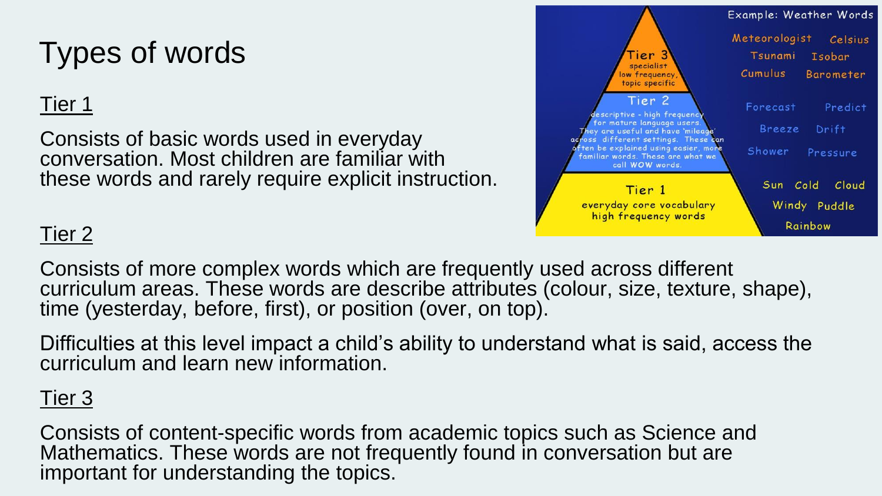# Types of words

## Tier 1

Consists of basic words used in everyday conversation. Most children are familiar with these words and rarely require explicit instruction.

## Tier 2

Consists of more complex words which are frequently used across different curriculum areas. These words are describe attributes (colour, size, texture, shape), time (yesterday, before, first), or position (over, on top).

Difficulties at this level impact a child's ability to understand what is said, access the curriculum and learn new information.

## Tier 3

Consists of content-specific words from academic topics such as Science and Mathematics. These words are not frequently found in conversation but are important for understanding the topics.

Example: Weather Words

**Tier 3** – specialist, low frequency, topic specific

Meteorologist, Celsius, Tsunami, Isobar, Cumulus, Barometer

**Tier 2** – descriptive - high frequency for mature language users. They are useful and have 'mileage' across different settings. These can often be explained using easier, more familiar words. These are what we call WOW words.

Forecast, Predict, Breeze, Drift, Shower, Pressure

**Tier 1** – everyday core vocabulary, high frequency words

Sun, Cold, Cloud, Windy, Puddle, Rainbow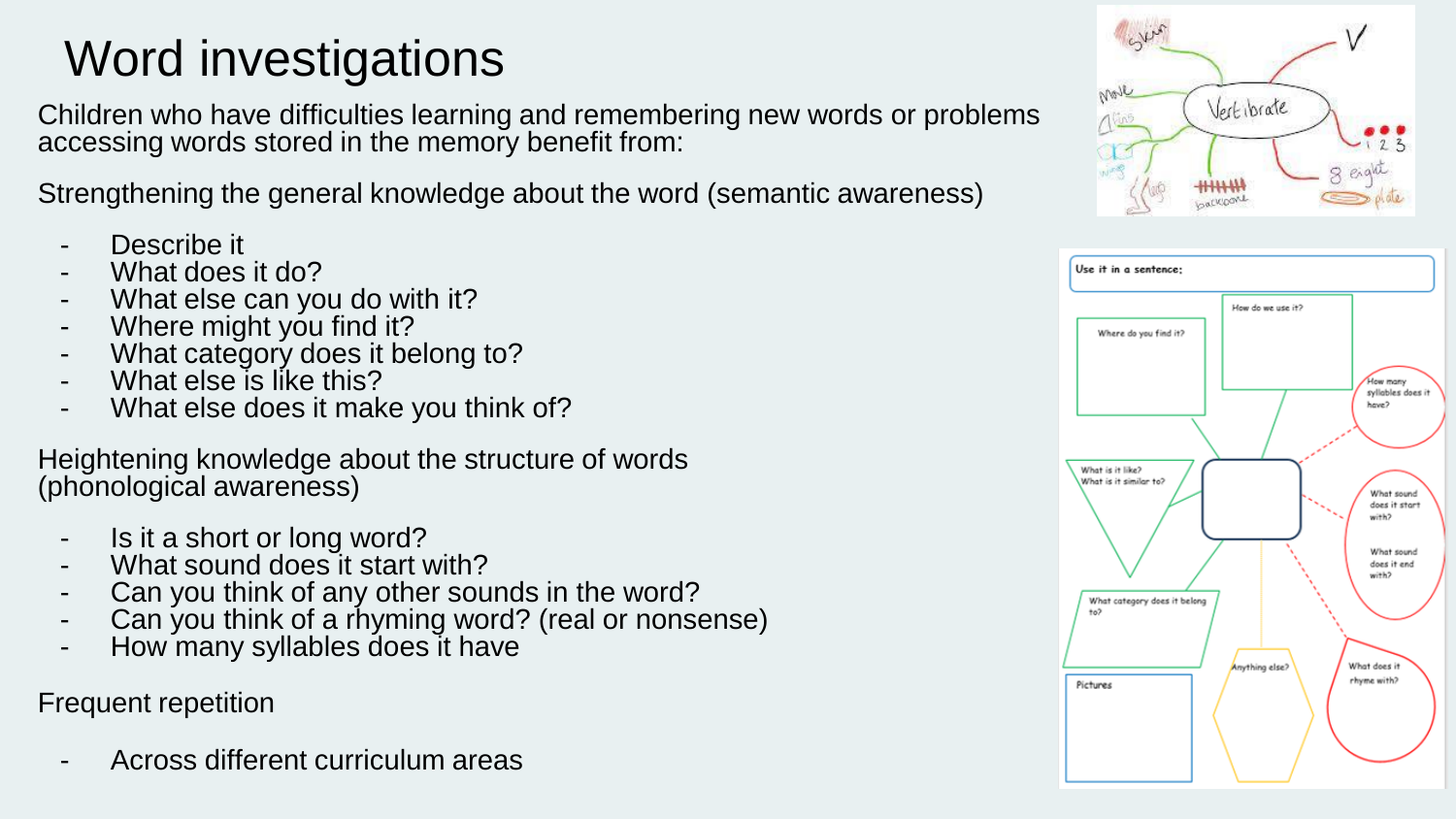# Word investigations

Children who have difficulties learning and remembering new words or problems accessing words stored in the memory benefit from:

Strengthening the general knowledge about the word (semantic awareness)

- Describe it
- What does it do?
- What else can you do with it?
- Where might you find it?
- What category does it belong to?
- What else is like this?
- What else does it make you think of?

Heightening knowledge about the structure of words (phonological awareness)

- Is it a short or long word?
- What sound does it start with?
- Can you think of any other sounds in the word?
- Can you think of a rhyming word? (real or nonsense)
- How many syllables does it have

Frequent repetition

- Across different curriculum areas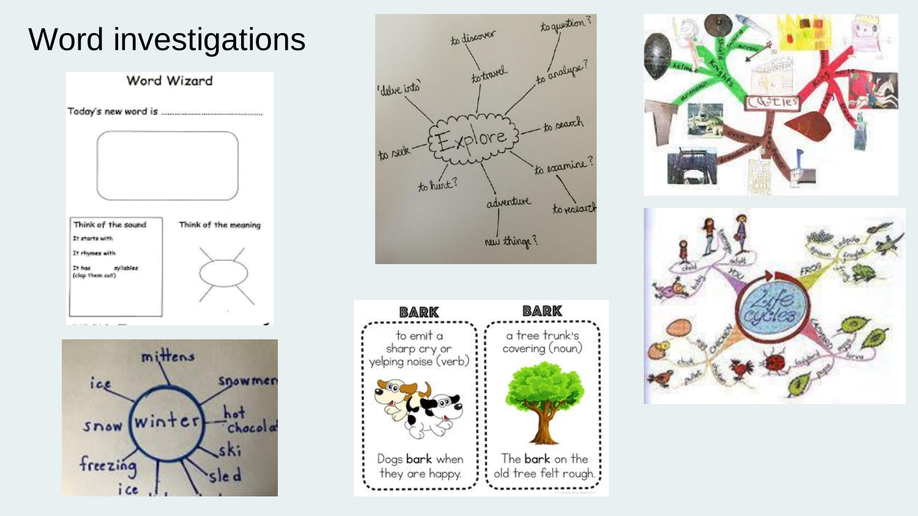# Word investigations

Word Wizard

Today's new word is ..............................................

Think of the sound

It starts with

It rhymes with

It has syllables (clap them out)

Think of the meaning

to discover

to question?

'delve into'

to travel

to analyse?

Explore

to search

to seek

to hunt?

to examine?

adventure

to research

new things?

mittens

ice

snowmen

snow

winter

hot chocolate

freezing

ski

sled

ice

BARK

to emit a sharp cry or yelping noise (verb)

Dogs **bark** when they are happy.

BARK

a tree trunk's covering (noun)

The **bark** on the old tree felt rough.

Castles

Knights

helmet

armour

shields

sword

arrow

King

Life cycles

FROG

CHICKEN

LADYBIRD

YOU

child

adult

baby

teenager

frogspawn

tadpole

froglet

frog

egg

chick

pullet

chicken

ladybird

pupa

larva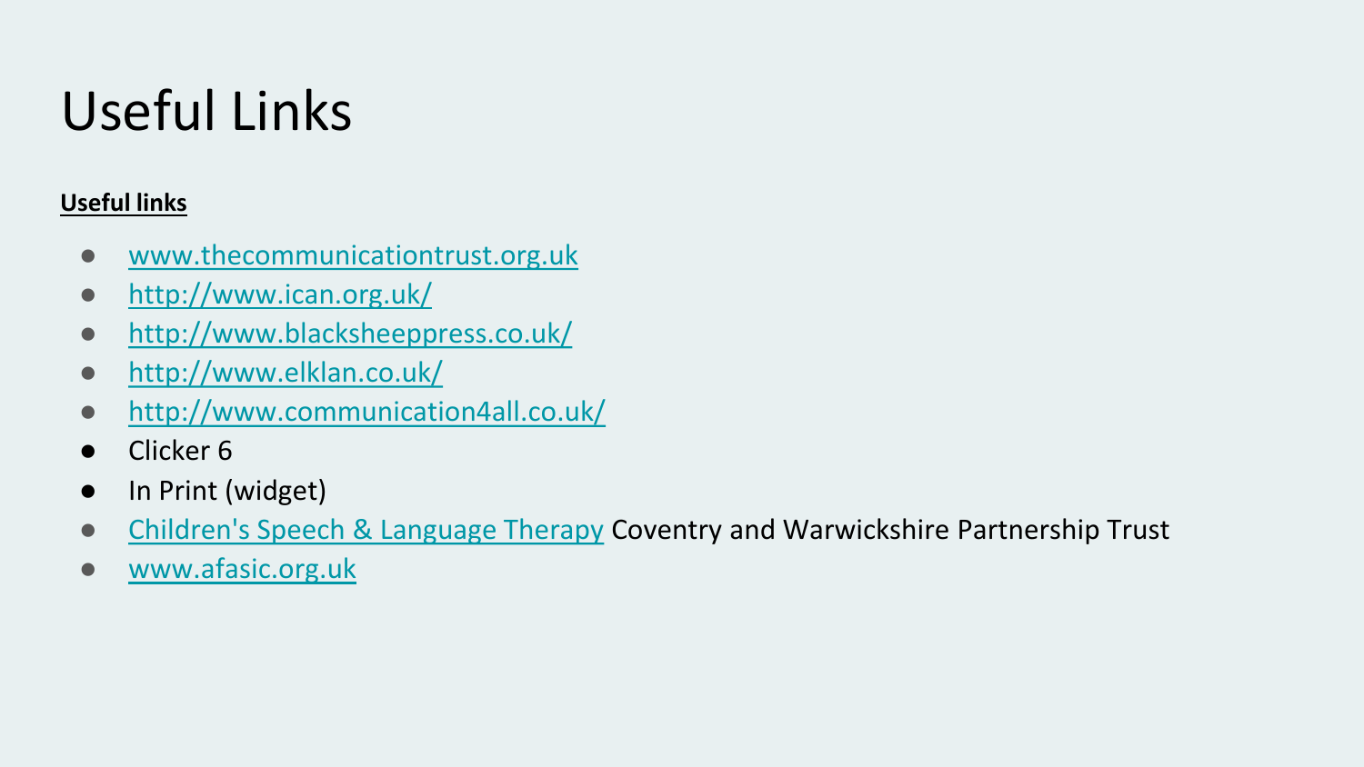# Useful Links

**Useful links**

- www.thecommunicationtrust.org.uk
- http://www.ican.org.uk/
- http://www.blacksheeppress.co.uk/
- http://www.elklan.co.uk/
- http://www.communication4all.co.uk/
- Clicker 6
- In Print (widget)
- Children's Speech & Language Therapy Coventry and Warwickshire Partnership Trust
- www.afasic.org.uk